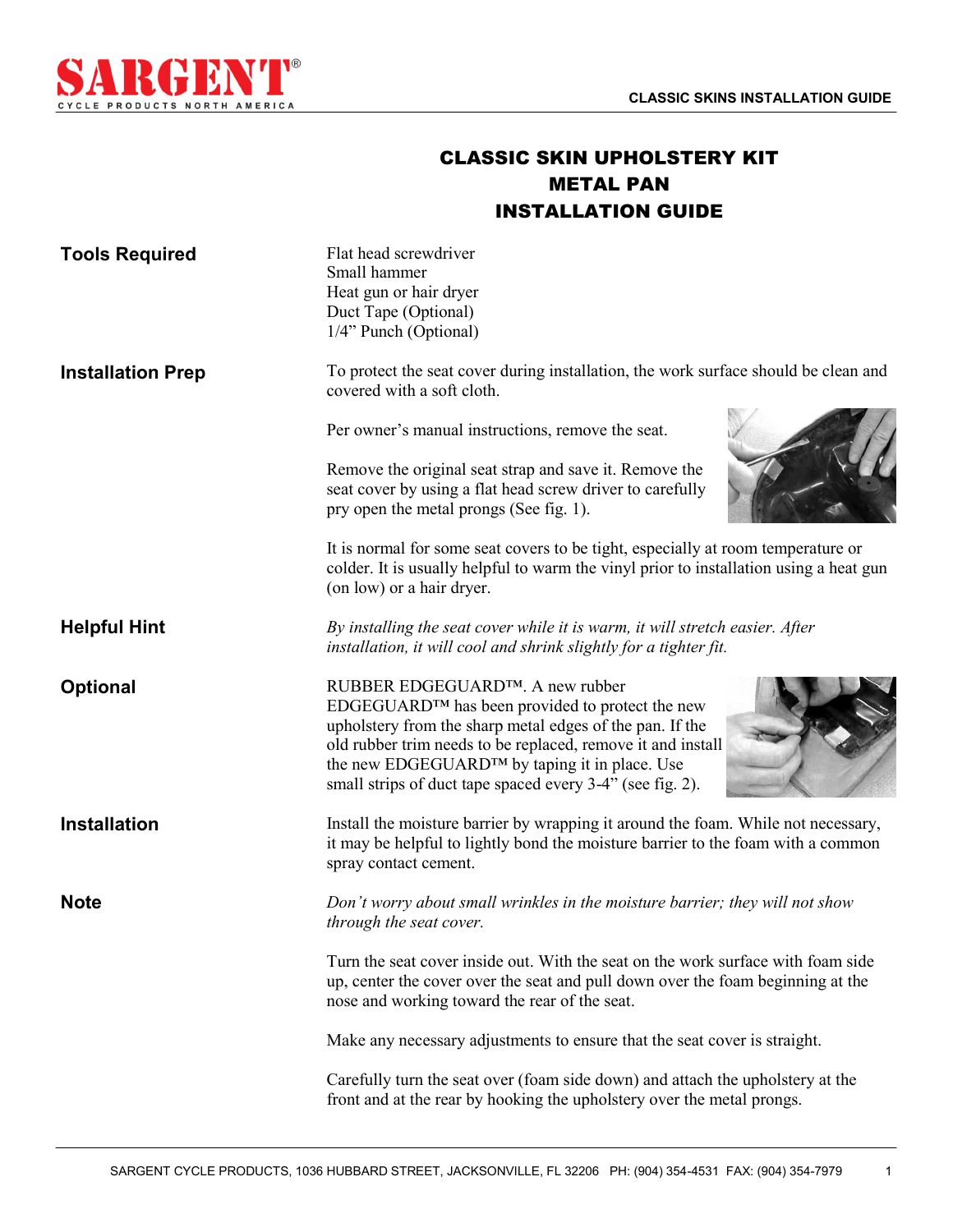# CLASSIC SKIN UPHOLSTERY KIT
# METAL PAN
# INSTALLATION GUIDE

**Tools Required**

Flat head screwdriver
Small hammer
Heat gun or hair dryer
Duct Tape (Optional)
1/4" Punch (Optional)

**Installation Prep**

To protect the seat cover during installation, the work surface should be clean and covered with a soft cloth.

Per owner's manual instructions, remove the seat.

Remove the original seat strap and save it. Remove the seat cover by using a flat head screw driver to carefully pry open the metal prongs (See fig. 1).

It is normal for some seat covers to be tight, especially at room temperature or colder. It is usually helpful to warm the vinyl prior to installation using a heat gun (on low) or a hair dryer.

**Helpful Hint**

*By installing the seat cover while it is warm, it will stretch easier. After installation, it will cool and shrink slightly for a tighter fit.*

**Optional**

RUBBER EDGEGUARD™. A new rubber EDGEGUARD™ has been provided to protect the new upholstery from the sharp metal edges of the pan. If the old rubber trim needs to be replaced, remove it and install the new EDGEGUARD™ by taping it in place. Use small strips of duct tape spaced every 3-4" (see fig. 2).

**Installation**

Install the moisture barrier by wrapping it around the foam. While not necessary, it may be helpful to lightly bond the moisture barrier to the foam with a common spray contact cement.

**Note**

*Don't worry about small wrinkles in the moisture barrier; they will not show through the seat cover.*

Turn the seat cover inside out. With the seat on the work surface with foam side up, center the cover over the seat and pull down over the foam beginning at the nose and working toward the rear of the seat.

Make any necessary adjustments to ensure that the seat cover is straight.

Carefully turn the seat over (foam side down) and attach the upholstery at the front and at the rear by hooking the upholstery over the metal prongs.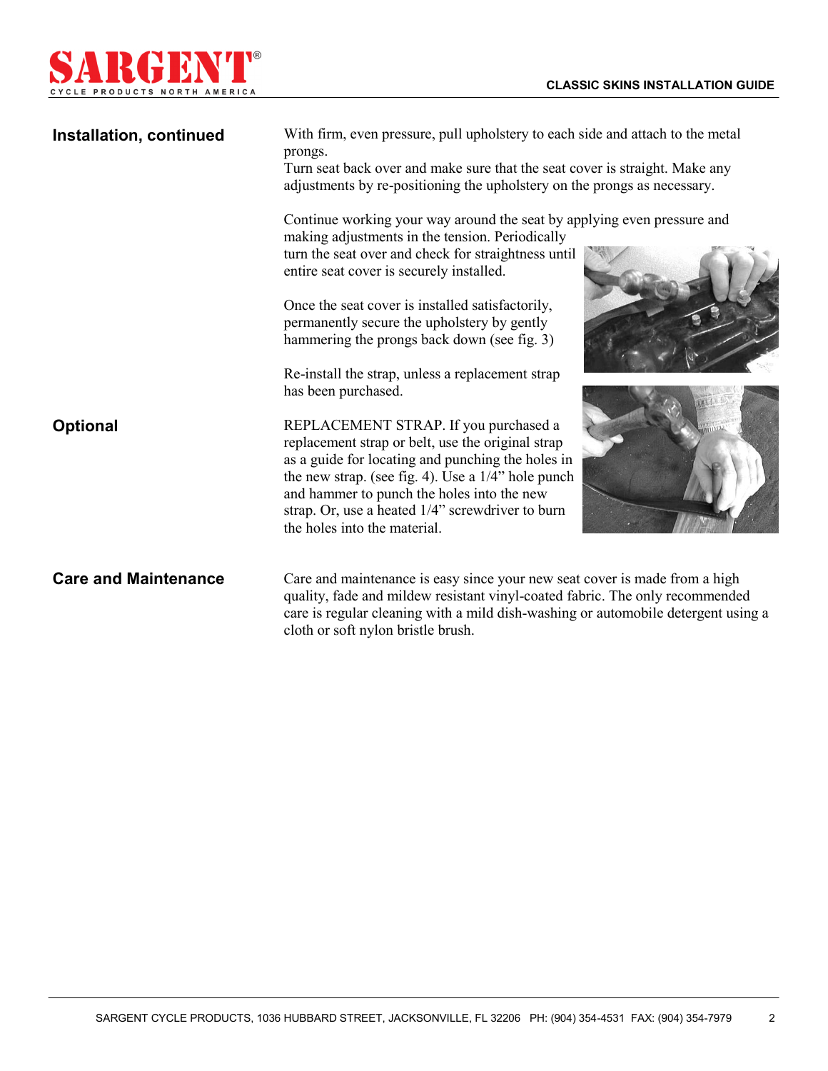## Installation, continued

With firm, even pressure, pull upholstery to each side and attach to the metal prongs.
Turn seat back over and make sure that the seat cover is straight. Make any adjustments by re-positioning the upholstery on the prongs as necessary.

Continue working your way around the seat by applying even pressure and making adjustments in the tension. Periodically turn the seat over and check for straightness until entire seat cover is securely installed.

Once the seat cover is installed satisfactorily, permanently secure the upholstery by gently hammering the prongs back down (see fig. 3)

Re-install the strap, unless a replacement strap has been purchased.

## Optional

REPLACEMENT STRAP. If you purchased a replacement strap or belt, use the original strap as a guide for locating and punching the holes in the new strap. (see fig. 4). Use a 1/4" hole punch and hammer to punch the holes into the new strap. Or, use a heated 1/4" screwdriver to burn the holes into the material.

## Care and Maintenance

Care and maintenance is easy since your new seat cover is made from a high quality, fade and mildew resistant vinyl-coated fabric. The only recommended care is regular cleaning with a mild dish-washing or automobile detergent using a cloth or soft nylon bristle brush.